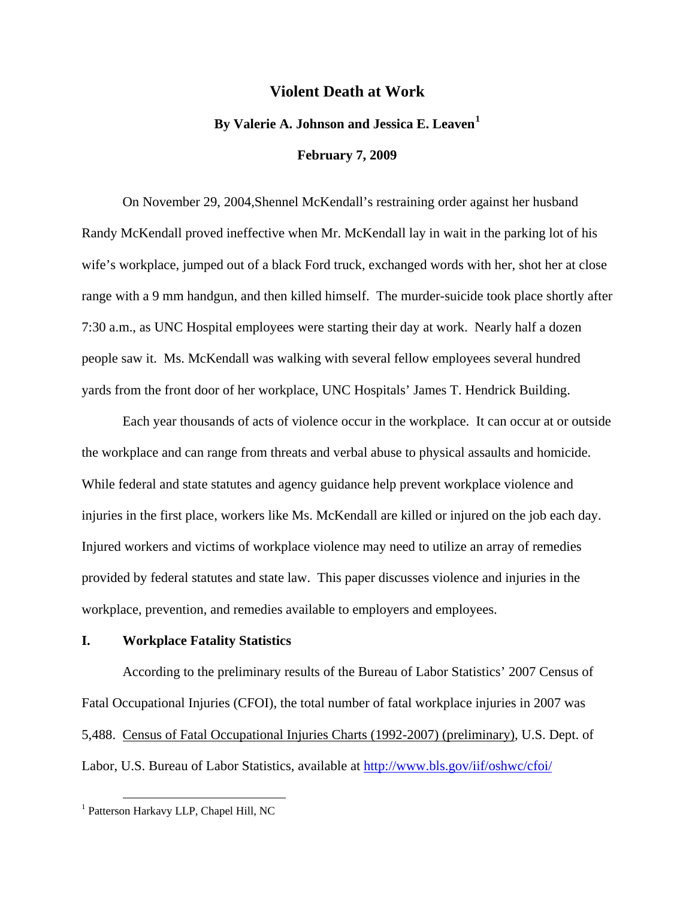# Violent Death at Work

**By Valerie A. Johnson and Jessica E. Leaven[1]**

**February 7, 2009**

On November 29, 2004,Shennel McKendall's restraining order against her husband Randy McKendall proved ineffective when Mr. McKendall lay in wait in the parking lot of his wife's workplace, jumped out of a black Ford truck, exchanged words with her, shot her at close range with a 9 mm handgun, and then killed himself. The murder-suicide took place shortly after 7:30 a.m., as UNC Hospital employees were starting their day at work. Nearly half a dozen people saw it. Ms. McKendall was walking with several fellow employees several hundred yards from the front door of her workplace, UNC Hospitals' James T. Hendrick Building.

Each year thousands of acts of violence occur in the workplace. It can occur at or outside the workplace and can range from threats and verbal abuse to physical assaults and homicide. While federal and state statutes and agency guidance help prevent workplace violence and injuries in the first place, workers like Ms. McKendall are killed or injured on the job each day. Injured workers and victims of workplace violence may need to utilize an array of remedies provided by federal statutes and state law. This paper discusses violence and injuries in the workplace, prevention, and remedies available to employers and employees.

## I. Workplace Fatality Statistics

According to the preliminary results of the Bureau of Labor Statistics' 2007 Census of Fatal Occupational Injuries (CFOI), the total number of fatal workplace injuries in 2007 was 5,488. Census of Fatal Occupational Injuries Charts (1992-2007) (preliminary), U.S. Dept. of Labor, U.S. Bureau of Labor Statistics, available at http://www.bls.gov/iif/oshwc/cfoi/

[1] Patterson Harkavy LLP, Chapel Hill, NC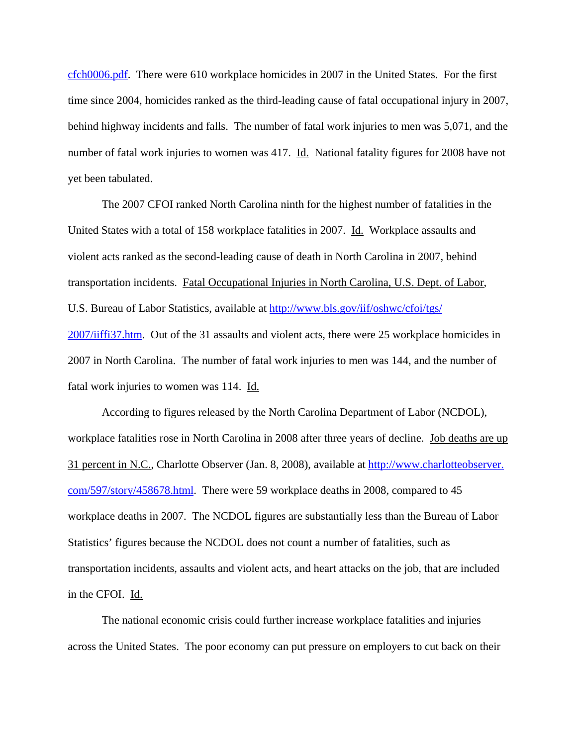cfch0006.pdf. There were 610 workplace homicides in 2007 in the United States. For the first time since 2004, homicides ranked as the third-leading cause of fatal occupational injury in 2007, behind highway incidents and falls. The number of fatal work injuries to men was 5,071, and the number of fatal work injuries to women was 417. Id. National fatality figures for 2008 have not yet been tabulated.

The 2007 CFOI ranked North Carolina ninth for the highest number of fatalities in the United States with a total of 158 workplace fatalities in 2007. Id. Workplace assaults and violent acts ranked as the second-leading cause of death in North Carolina in 2007, behind transportation incidents. Fatal Occupational Injuries in North Carolina, U.S. Dept. of Labor, U.S. Bureau of Labor Statistics, available at http://www.bls.gov/iif/oshwc/cfoi/tgs/2007/iiffi37.htm. Out of the 31 assaults and violent acts, there were 25 workplace homicides in 2007 in North Carolina. The number of fatal work injuries to men was 144, and the number of fatal work injuries to women was 114. Id.

According to figures released by the North Carolina Department of Labor (NCDOL), workplace fatalities rose in North Carolina in 2008 after three years of decline. Job deaths are up 31 percent in N.C., Charlotte Observer (Jan. 8, 2008), available at http://www.charlotteobserver.com/597/story/458678.html. There were 59 workplace deaths in 2008, compared to 45 workplace deaths in 2007. The NCDOL figures are substantially less than the Bureau of Labor Statistics' figures because the NCDOL does not count a number of fatalities, such as transportation incidents, assaults and violent acts, and heart attacks on the job, that are included in the CFOI. Id.

The national economic crisis could further increase workplace fatalities and injuries across the United States. The poor economy can put pressure on employers to cut back on their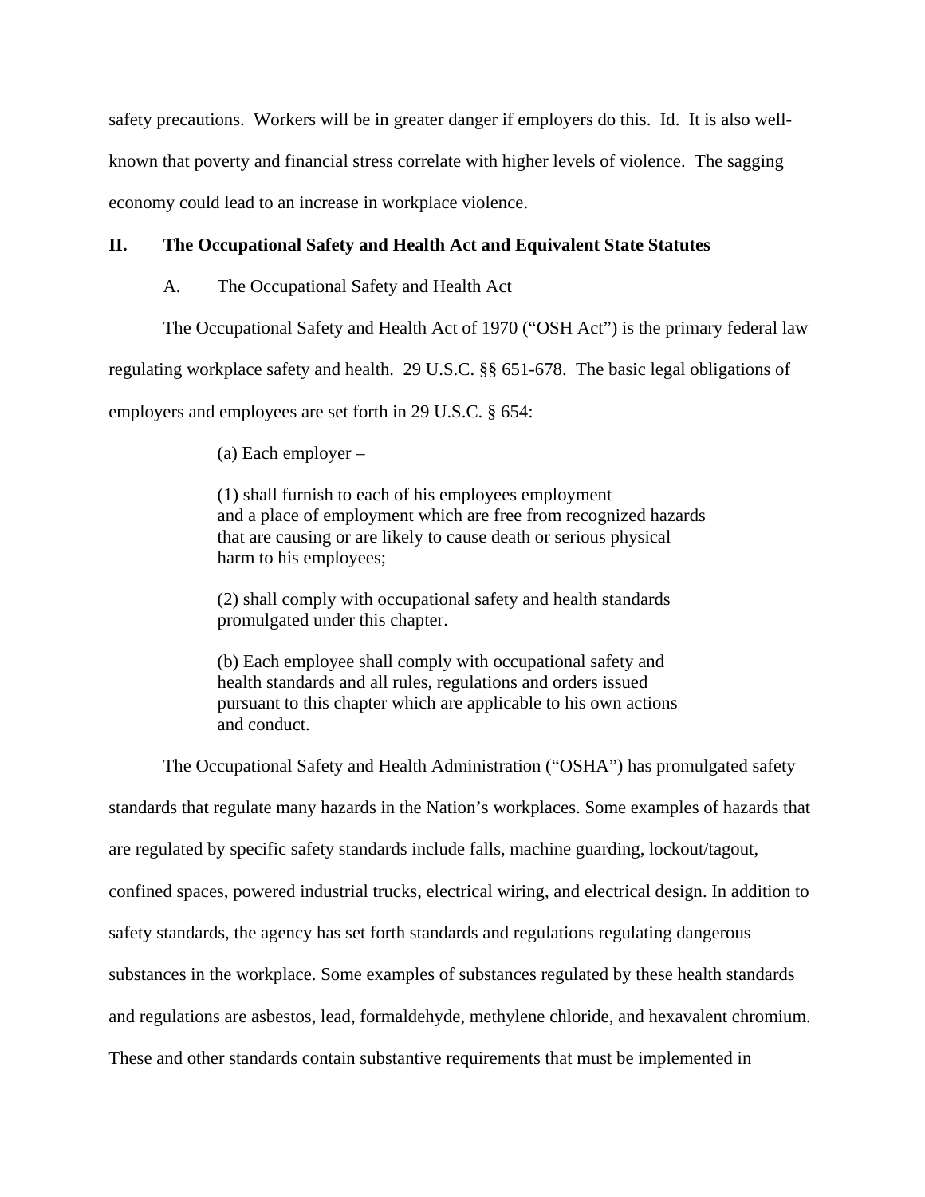safety precautions. Workers will be in greater danger if employers do this. Id. It is also well-known that poverty and financial stress correlate with higher levels of violence. The sagging economy could lead to an increase in workplace violence.

## II. The Occupational Safety and Health Act and Equivalent State Statutes

### A. The Occupational Safety and Health Act

The Occupational Safety and Health Act of 1970 ("OSH Act") is the primary federal law regulating workplace safety and health. 29 U.S.C. §§ 651-678. The basic legal obligations of employers and employees are set forth in 29 U.S.C. § 654:

> (a) Each employer –
>
> (1) shall furnish to each of his employees employment and a place of employment which are free from recognized hazards that are causing or are likely to cause death or serious physical harm to his employees;
>
> (2) shall comply with occupational safety and health standards promulgated under this chapter.
>
> (b) Each employee shall comply with occupational safety and health standards and all rules, regulations and orders issued pursuant to this chapter which are applicable to his own actions and conduct.

The Occupational Safety and Health Administration ("OSHA") has promulgated safety standards that regulate many hazards in the Nation's workplaces. Some examples of hazards that are regulated by specific safety standards include falls, machine guarding, lockout/tagout, confined spaces, powered industrial trucks, electrical wiring, and electrical design. In addition to safety standards, the agency has set forth standards and regulations regulating dangerous substances in the workplace. Some examples of substances regulated by these health standards and regulations are asbestos, lead, formaldehyde, methylene chloride, and hexavalent chromium. These and other standards contain substantive requirements that must be implemented in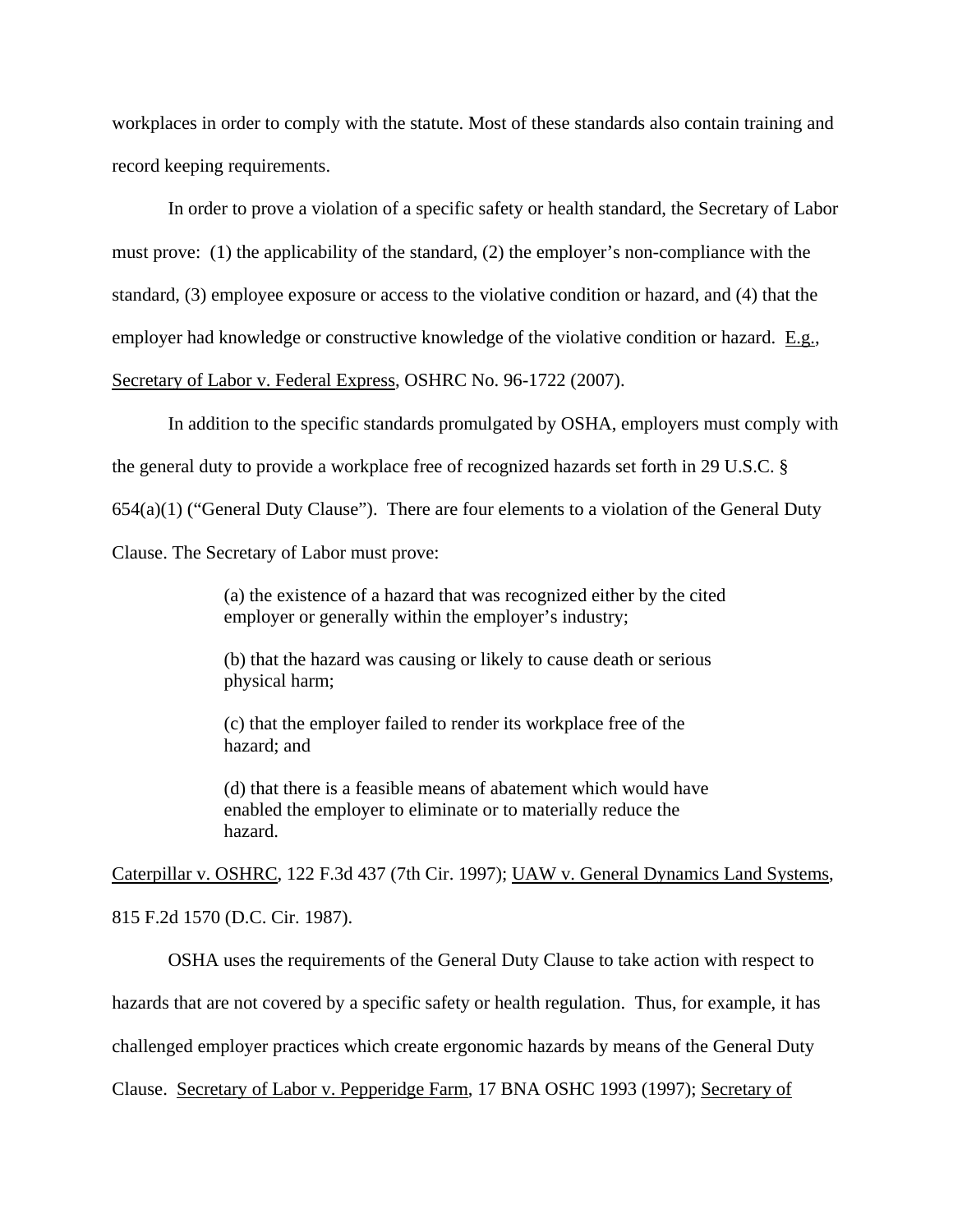workplaces in order to comply with the statute. Most of these standards also contain training and record keeping requirements.

In order to prove a violation of a specific safety or health standard, the Secretary of Labor must prove: (1) the applicability of the standard, (2) the employer's non-compliance with the standard, (3) employee exposure or access to the violative condition or hazard, and (4) that the employer had knowledge or constructive knowledge of the violative condition or hazard. E.g., Secretary of Labor v. Federal Express, OSHRC No. 96-1722 (2007).

In addition to the specific standards promulgated by OSHA, employers must comply with the general duty to provide a workplace free of recognized hazards set forth in 29 U.S.C. § 654(a)(1) ("General Duty Clause"). There are four elements to a violation of the General Duty Clause. The Secretary of Labor must prove:

> (a) the existence of a hazard that was recognized either by the cited employer or generally within the employer's industry;
>
> (b) that the hazard was causing or likely to cause death or serious physical harm;
>
> (c) that the employer failed to render its workplace free of the hazard; and
>
> (d) that there is a feasible means of abatement which would have enabled the employer to eliminate or to materially reduce the hazard.

Caterpillar v. OSHRC, 122 F.3d 437 (7th Cir. 1997); UAW v. General Dynamics Land Systems, 815 F.2d 1570 (D.C. Cir. 1987).

OSHA uses the requirements of the General Duty Clause to take action with respect to hazards that are not covered by a specific safety or health regulation. Thus, for example, it has challenged employer practices which create ergonomic hazards by means of the General Duty Clause. Secretary of Labor v. Pepperidge Farm, 17 BNA OSHC 1993 (1997); Secretary of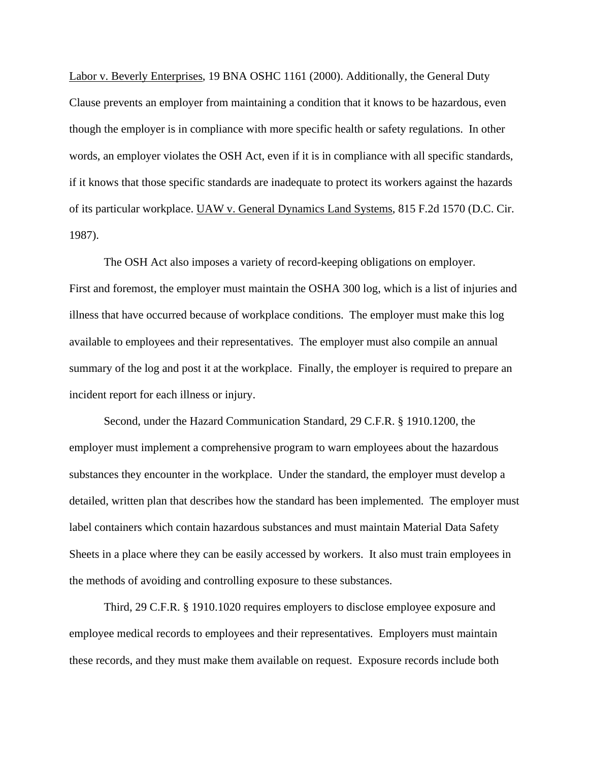Labor v. Beverly Enterprises, 19 BNA OSHC 1161 (2000). Additionally, the General Duty Clause prevents an employer from maintaining a condition that it knows to be hazardous, even though the employer is in compliance with more specific health or safety regulations. In other words, an employer violates the OSH Act, even if it is in compliance with all specific standards, if it knows that those specific standards are inadequate to protect its workers against the hazards of its particular workplace. UAW v. General Dynamics Land Systems, 815 F.2d 1570 (D.C. Cir. 1987).

The OSH Act also imposes a variety of record-keeping obligations on employer. First and foremost, the employer must maintain the OSHA 300 log, which is a list of injuries and illness that have occurred because of workplace conditions. The employer must make this log available to employees and their representatives. The employer must also compile an annual summary of the log and post it at the workplace. Finally, the employer is required to prepare an incident report for each illness or injury.

Second, under the Hazard Communication Standard, 29 C.F.R. § 1910.1200, the employer must implement a comprehensive program to warn employees about the hazardous substances they encounter in the workplace. Under the standard, the employer must develop a detailed, written plan that describes how the standard has been implemented. The employer must label containers which contain hazardous substances and must maintain Material Data Safety Sheets in a place where they can be easily accessed by workers. It also must train employees in the methods of avoiding and controlling exposure to these substances.

Third, 29 C.F.R. § 1910.1020 requires employers to disclose employee exposure and employee medical records to employees and their representatives. Employers must maintain these records, and they must make them available on request. Exposure records include both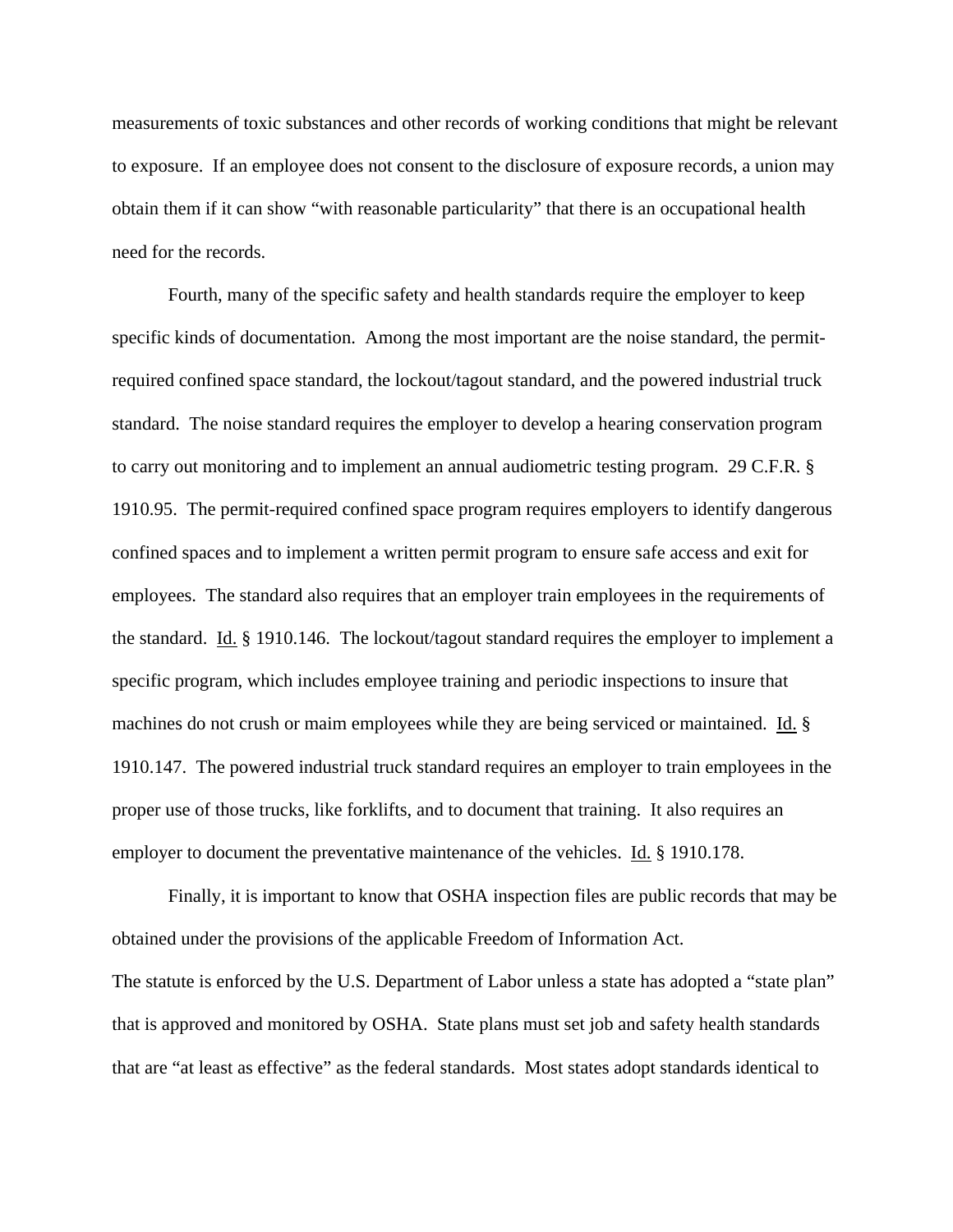measurements of toxic substances and other records of working conditions that might be relevant to exposure. If an employee does not consent to the disclosure of exposure records, a union may obtain them if it can show "with reasonable particularity" that there is an occupational health need for the records.

Fourth, many of the specific safety and health standards require the employer to keep specific kinds of documentation. Among the most important are the noise standard, the permit-required confined space standard, the lockout/tagout standard, and the powered industrial truck standard. The noise standard requires the employer to develop a hearing conservation program to carry out monitoring and to implement an annual audiometric testing program. 29 C.F.R. § 1910.95. The permit-required confined space program requires employers to identify dangerous confined spaces and to implement a written permit program to ensure safe access and exit for employees. The standard also requires that an employer train employees in the requirements of the standard. Id. § 1910.146. The lockout/tagout standard requires the employer to implement a specific program, which includes employee training and periodic inspections to insure that machines do not crush or maim employees while they are being serviced or maintained. Id. § 1910.147. The powered industrial truck standard requires an employer to train employees in the proper use of those trucks, like forklifts, and to document that training. It also requires an employer to document the preventative maintenance of the vehicles. Id. § 1910.178.

Finally, it is important to know that OSHA inspection files are public records that may be obtained under the provisions of the applicable Freedom of Information Act.

The statute is enforced by the U.S. Department of Labor unless a state has adopted a "state plan" that is approved and monitored by OSHA. State plans must set job and safety health standards that are "at least as effective" as the federal standards. Most states adopt standards identical to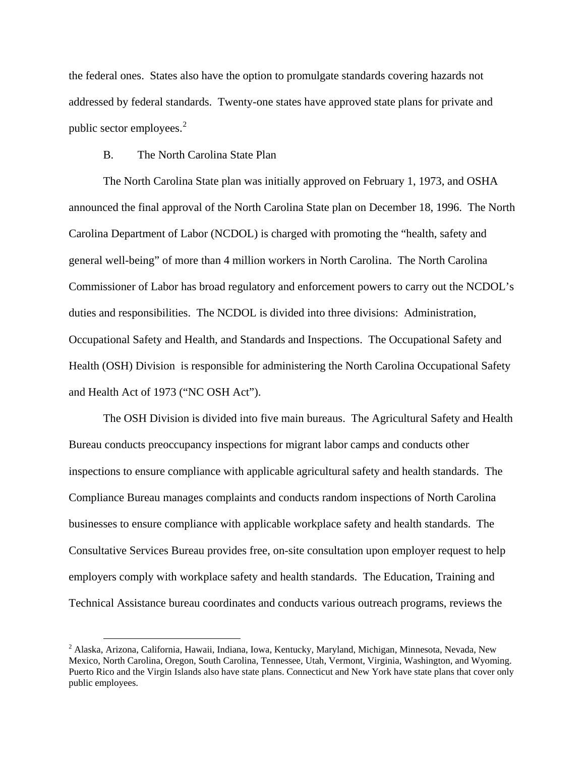the federal ones. States also have the option to promulgate standards covering hazards not addressed by federal standards. Twenty-one states have approved state plans for private and public sector employees.[2]

B. The North Carolina State Plan

The North Carolina State plan was initially approved on February 1, 1973, and OSHA announced the final approval of the North Carolina State plan on December 18, 1996. The North Carolina Department of Labor (NCDOL) is charged with promoting the "health, safety and general well-being" of more than 4 million workers in North Carolina. The North Carolina Commissioner of Labor has broad regulatory and enforcement powers to carry out the NCDOL's duties and responsibilities. The NCDOL is divided into three divisions: Administration, Occupational Safety and Health, and Standards and Inspections. The Occupational Safety and Health (OSH) Division is responsible for administering the North Carolina Occupational Safety and Health Act of 1973 ("NC OSH Act").

The OSH Division is divided into five main bureaus. The Agricultural Safety and Health Bureau conducts preoccupancy inspections for migrant labor camps and conducts other inspections to ensure compliance with applicable agricultural safety and health standards. The Compliance Bureau manages complaints and conducts random inspections of North Carolina businesses to ensure compliance with applicable workplace safety and health standards. The Consultative Services Bureau provides free, on-site consultation upon employer request to help employers comply with workplace safety and health standards. The Education, Training and Technical Assistance bureau coordinates and conducts various outreach programs, reviews the

---

[2] Alaska, Arizona, California, Hawaii, Indiana, Iowa, Kentucky, Maryland, Michigan, Minnesota, Nevada, New Mexico, North Carolina, Oregon, South Carolina, Tennessee, Utah, Vermont, Virginia, Washington, and Wyoming. Puerto Rico and the Virgin Islands also have state plans. Connecticut and New York have state plans that cover only public employees.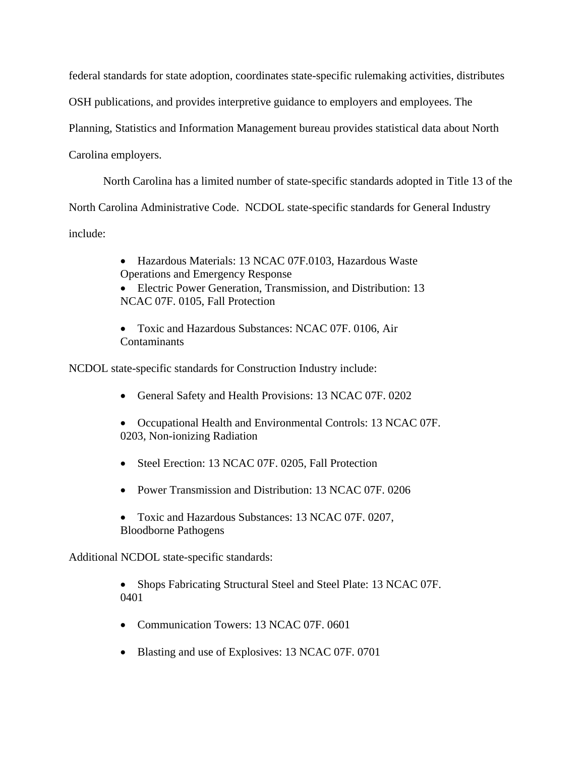federal standards for state adoption, coordinates state-specific rulemaking activities, distributes OSH publications, and provides interpretive guidance to employers and employees. The Planning, Statistics and Information Management bureau provides statistical data about North Carolina employers.

North Carolina has a limited number of state-specific standards adopted in Title 13 of the North Carolina Administrative Code. NCDOL state-specific standards for General Industry include:

- Hazardous Materials: 13 NCAC 07F.0103, Hazardous Waste Operations and Emergency Response
- Electric Power Generation, Transmission, and Distribution: 13 NCAC 07F. 0105, Fall Protection
- Toxic and Hazardous Substances: NCAC 07F. 0106, Air Contaminants

NCDOL state-specific standards for Construction Industry include:

- General Safety and Health Provisions: 13 NCAC 07F. 0202
- Occupational Health and Environmental Controls: 13 NCAC 07F. 0203, Non-ionizing Radiation
- Steel Erection: 13 NCAC 07F. 0205, Fall Protection
- Power Transmission and Distribution: 13 NCAC 07F. 0206
- Toxic and Hazardous Substances: 13 NCAC 07F. 0207, Bloodborne Pathogens

Additional NCDOL state-specific standards:

- Shops Fabricating Structural Steel and Steel Plate: 13 NCAC 07F. 0401
- Communication Towers: 13 NCAC 07F. 0601
- Blasting and use of Explosives: 13 NCAC 07F. 0701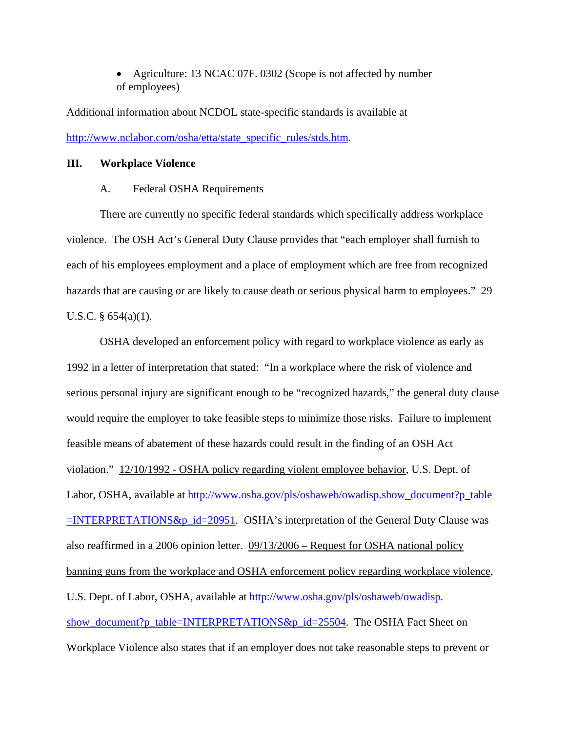- Agriculture: 13 NCAC 07F. 0302 (Scope is not affected by number of employees)

Additional information about NCDOL state-specific standards is available at http://www.nclabor.com/osha/etta/state_specific_rules/stds.htm.

## III. Workplace Violence

### A. Federal OSHA Requirements

There are currently no specific federal standards which specifically address workplace violence. The OSH Act's General Duty Clause provides that "each employer shall furnish to each of his employees employment and a place of employment which are free from recognized hazards that are causing or are likely to cause death or serious physical harm to employees." 29 U.S.C. § 654(a)(1).

OSHA developed an enforcement policy with regard to workplace violence as early as 1992 in a letter of interpretation that stated: "In a workplace where the risk of violence and serious personal injury are significant enough to be "recognized hazards," the general duty clause would require the employer to take feasible steps to minimize those risks. Failure to implement feasible means of abatement of these hazards could result in the finding of an OSH Act violation." 12/10/1992 - OSHA policy regarding violent employee behavior, U.S. Dept. of Labor, OSHA, available at http://www.osha.gov/pls/oshaweb/owadisp.show_document?p_table=INTERPRETATIONS&p_id=20951. OSHA's interpretation of the General Duty Clause was also reaffirmed in a 2006 opinion letter. 09/13/2006 – Request for OSHA national policy banning guns from the workplace and OSHA enforcement policy regarding workplace violence, U.S. Dept. of Labor, OSHA, available at http://www.osha.gov/pls/oshaweb/owadisp.show_document?p_table=INTERPRETATIONS&p_id=25504. The OSHA Fact Sheet on Workplace Violence also states that if an employer does not take reasonable steps to prevent or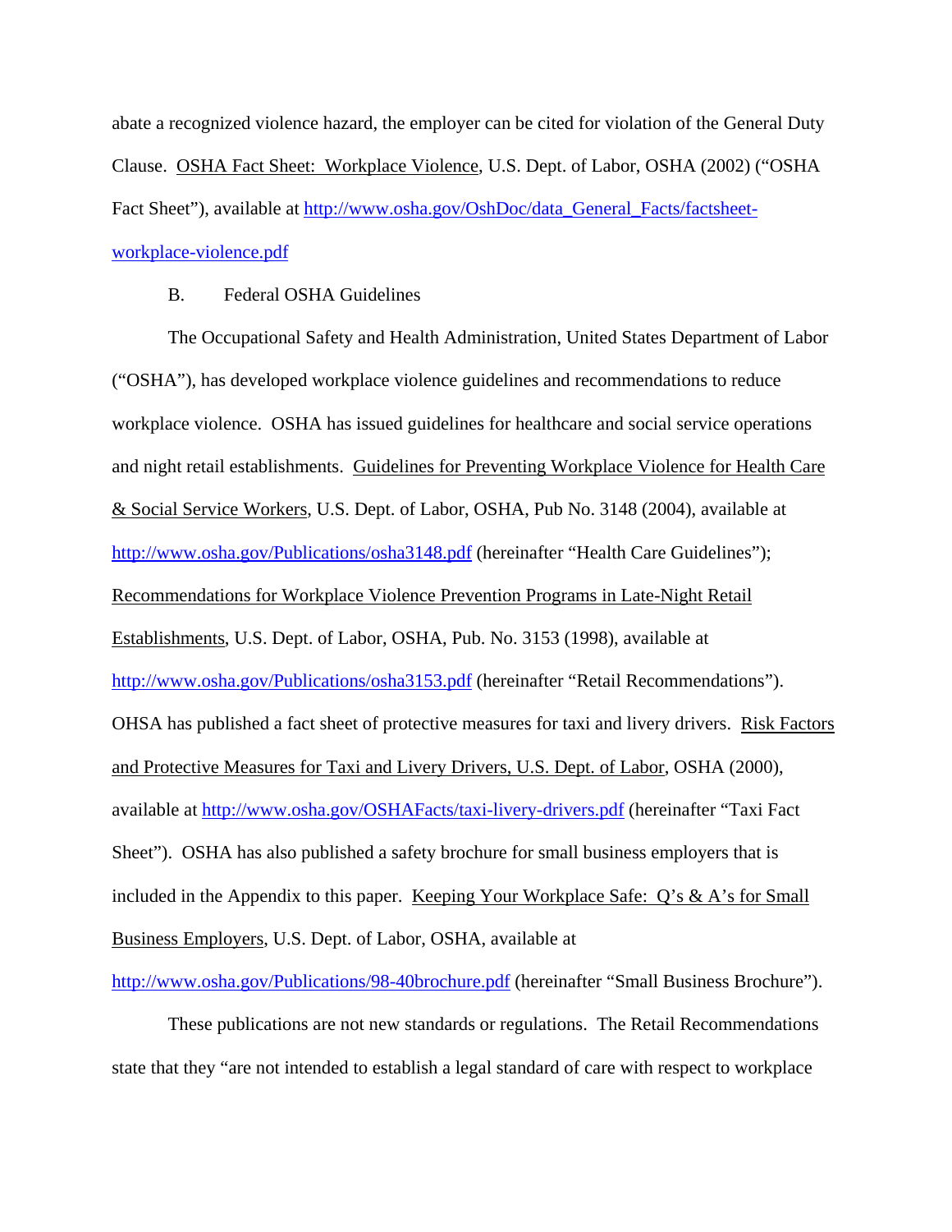abate a recognized violence hazard, the employer can be cited for violation of the General Duty Clause. OSHA Fact Sheet: Workplace Violence, U.S. Dept. of Labor, OSHA (2002) ("OSHA Fact Sheet"), available at http://www.osha.gov/OshDoc/data_General_Facts/factsheet-workplace-violence.pdf

B. Federal OSHA Guidelines

The Occupational Safety and Health Administration, United States Department of Labor ("OSHA"), has developed workplace violence guidelines and recommendations to reduce workplace violence. OSHA has issued guidelines for healthcare and social service operations and night retail establishments. Guidelines for Preventing Workplace Violence for Health Care & Social Service Workers, U.S. Dept. of Labor, OSHA, Pub No. 3148 (2004), available at http://www.osha.gov/Publications/osha3148.pdf (hereinafter "Health Care Guidelines"); Recommendations for Workplace Violence Prevention Programs in Late-Night Retail Establishments, U.S. Dept. of Labor, OSHA, Pub. No. 3153 (1998), available at http://www.osha.gov/Publications/osha3153.pdf (hereinafter "Retail Recommendations"). OHSA has published a fact sheet of protective measures for taxi and livery drivers. Risk Factors and Protective Measures for Taxi and Livery Drivers, U.S. Dept. of Labor, OSHA (2000), available at http://www.osha.gov/OSHAFacts/taxi-livery-drivers.pdf (hereinafter "Taxi Fact Sheet"). OSHA has also published a safety brochure for small business employers that is included in the Appendix to this paper. Keeping Your Workplace Safe: Q's & A's for Small Business Employers, U.S. Dept. of Labor, OSHA, available at http://www.osha.gov/Publications/98-40brochure.pdf (hereinafter "Small Business Brochure").

These publications are not new standards or regulations. The Retail Recommendations state that they "are not intended to establish a legal standard of care with respect to workplace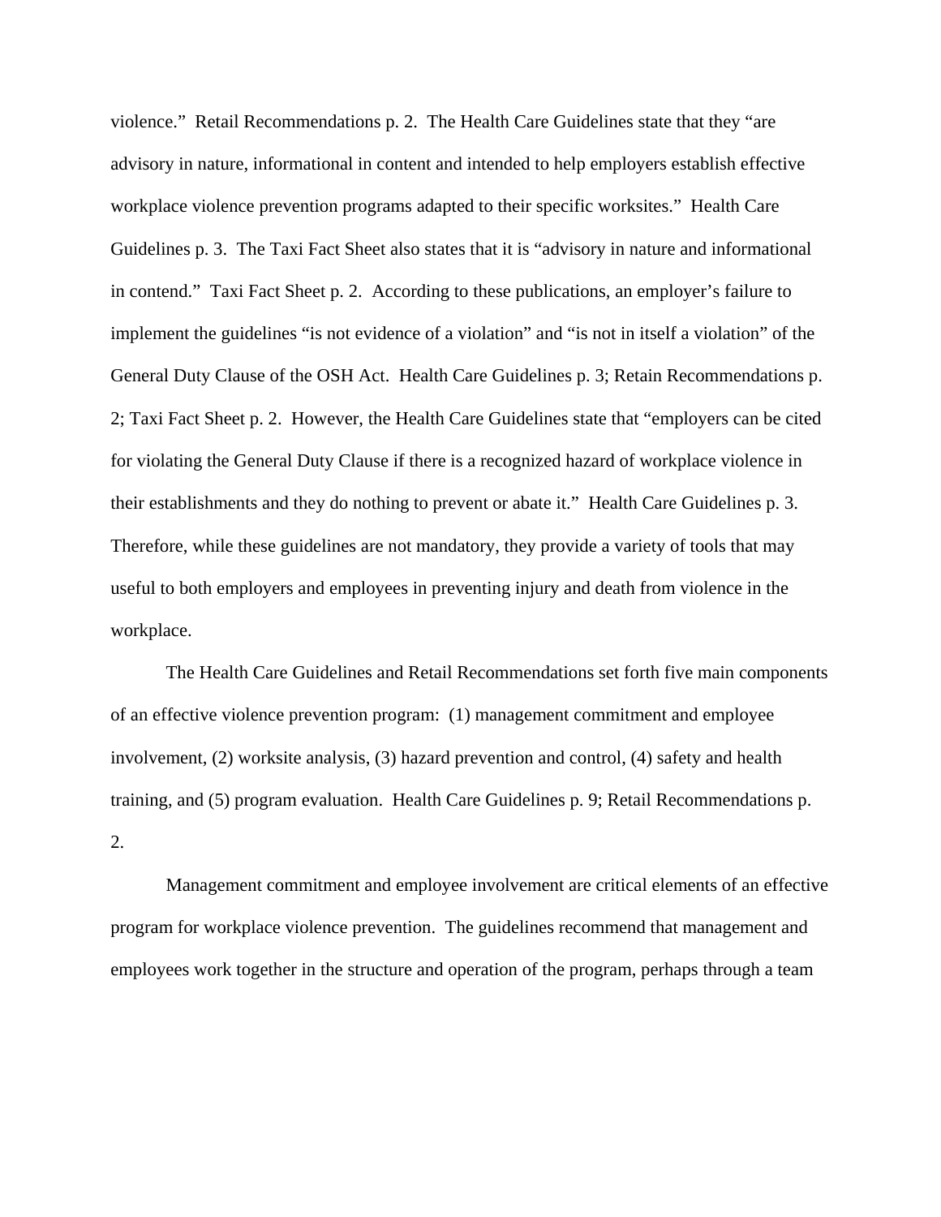violence." Retail Recommendations p. 2. The Health Care Guidelines state that they "are advisory in nature, informational in content and intended to help employers establish effective workplace violence prevention programs adapted to their specific worksites." Health Care Guidelines p. 3. The Taxi Fact Sheet also states that it is "advisory in nature and informational in contend." Taxi Fact Sheet p. 2. According to these publications, an employer's failure to implement the guidelines "is not evidence of a violation" and "is not in itself a violation" of the General Duty Clause of the OSH Act. Health Care Guidelines p. 3; Retain Recommendations p. 2; Taxi Fact Sheet p. 2. However, the Health Care Guidelines state that "employers can be cited for violating the General Duty Clause if there is a recognized hazard of workplace violence in their establishments and they do nothing to prevent or abate it." Health Care Guidelines p. 3. Therefore, while these guidelines are not mandatory, they provide a variety of tools that may useful to both employers and employees in preventing injury and death from violence in the workplace.

The Health Care Guidelines and Retail Recommendations set forth five main components of an effective violence prevention program: (1) management commitment and employee involvement, (2) worksite analysis, (3) hazard prevention and control, (4) safety and health training, and (5) program evaluation. Health Care Guidelines p. 9; Retail Recommendations p. 2.

Management commitment and employee involvement are critical elements of an effective program for workplace violence prevention. The guidelines recommend that management and employees work together in the structure and operation of the program, perhaps through a team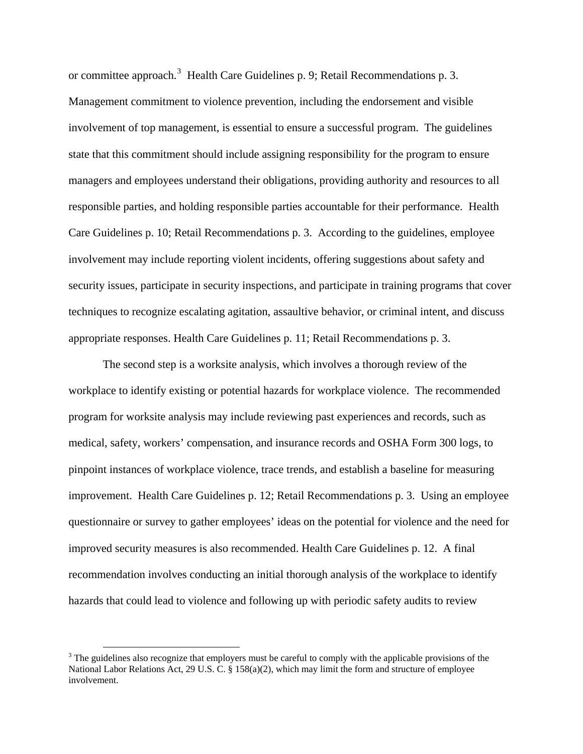or committee approach.[3] Health Care Guidelines p. 9; Retail Recommendations p. 3. Management commitment to violence prevention, including the endorsement and visible involvement of top management, is essential to ensure a successful program. The guidelines state that this commitment should include assigning responsibility for the program to ensure managers and employees understand their obligations, providing authority and resources to all responsible parties, and holding responsible parties accountable for their performance. Health Care Guidelines p. 10; Retail Recommendations p. 3. According to the guidelines, employee involvement may include reporting violent incidents, offering suggestions about safety and security issues, participate in security inspections, and participate in training programs that cover techniques to recognize escalating agitation, assaultive behavior, or criminal intent, and discuss appropriate responses. Health Care Guidelines p. 11; Retail Recommendations p. 3.

The second step is a worksite analysis, which involves a thorough review of the workplace to identify existing or potential hazards for workplace violence. The recommended program for worksite analysis may include reviewing past experiences and records, such as medical, safety, workers' compensation, and insurance records and OSHA Form 300 logs, to pinpoint instances of workplace violence, trace trends, and establish a baseline for measuring improvement. Health Care Guidelines p. 12; Retail Recommendations p. 3. Using an employee questionnaire or survey to gather employees' ideas on the potential for violence and the need for improved security measures is also recommended. Health Care Guidelines p. 12. A final recommendation involves conducting an initial thorough analysis of the workplace to identify hazards that could lead to violence and following up with periodic safety audits to review

[3] The guidelines also recognize that employers must be careful to comply with the applicable provisions of the National Labor Relations Act, 29 U.S. C. § 158(a)(2), which may limit the form and structure of employee involvement.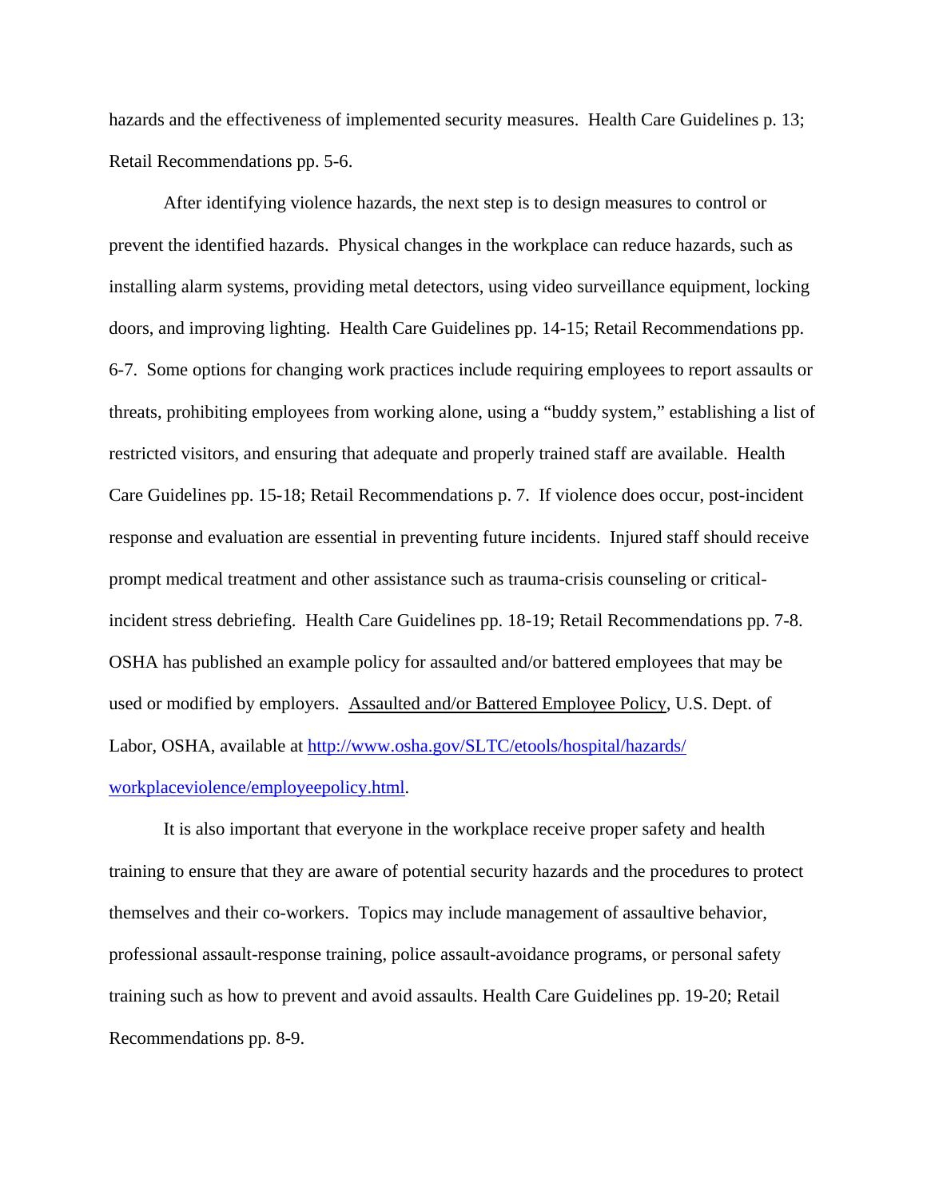hazards and the effectiveness of implemented security measures. Health Care Guidelines p. 13; Retail Recommendations pp. 5-6.

After identifying violence hazards, the next step is to design measures to control or prevent the identified hazards. Physical changes in the workplace can reduce hazards, such as installing alarm systems, providing metal detectors, using video surveillance equipment, locking doors, and improving lighting. Health Care Guidelines pp. 14-15; Retail Recommendations pp. 6-7. Some options for changing work practices include requiring employees to report assaults or threats, prohibiting employees from working alone, using a "buddy system," establishing a list of restricted visitors, and ensuring that adequate and properly trained staff are available. Health Care Guidelines pp. 15-18; Retail Recommendations p. 7. If violence does occur, post-incident response and evaluation are essential in preventing future incidents. Injured staff should receive prompt medical treatment and other assistance such as trauma-crisis counseling or critical-incident stress debriefing. Health Care Guidelines pp. 18-19; Retail Recommendations pp. 7-8. OSHA has published an example policy for assaulted and/or battered employees that may be used or modified by employers. Assaulted and/or Battered Employee Policy, U.S. Dept. of Labor, OSHA, available at [http://www.osha.gov/SLTC/etools/hospital/hazards/workplaceviolence/employeepolicy.html](http://www.osha.gov/SLTC/etools/hospital/hazards/workplaceviolence/employeepolicy.html).

It is also important that everyone in the workplace receive proper safety and health training to ensure that they are aware of potential security hazards and the procedures to protect themselves and their co-workers. Topics may include management of assaultive behavior, professional assault-response training, police assault-avoidance programs, or personal safety training such as how to prevent and avoid assaults. Health Care Guidelines pp. 19-20; Retail Recommendations pp. 8-9.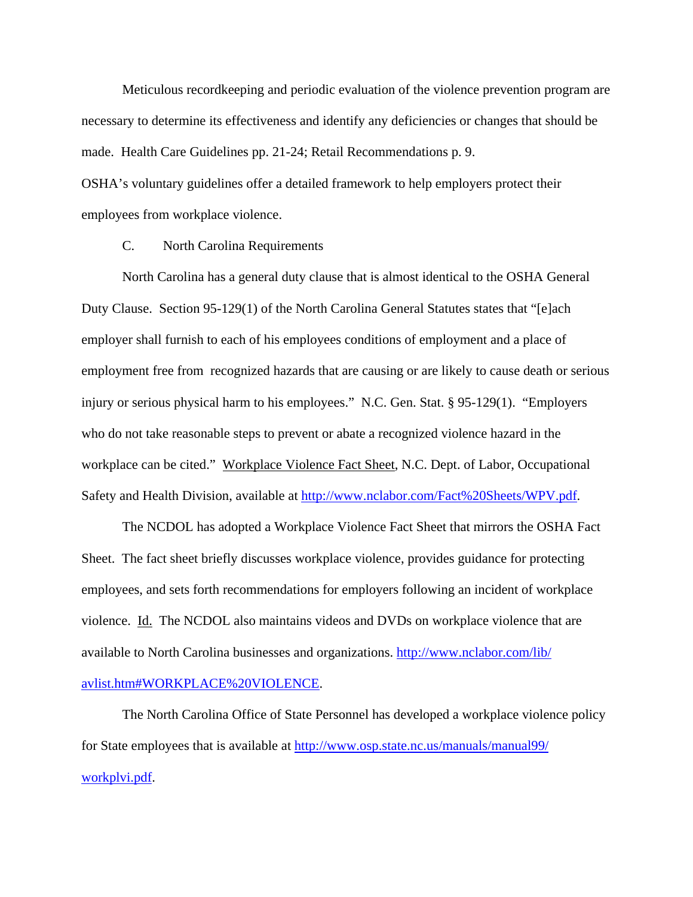Meticulous recordkeeping and periodic evaluation of the violence prevention program are necessary to determine its effectiveness and identify any deficiencies or changes that should be made. Health Care Guidelines pp. 21-24; Retail Recommendations p. 9.

OSHA's voluntary guidelines offer a detailed framework to help employers protect their employees from workplace violence.

C. North Carolina Requirements

North Carolina has a general duty clause that is almost identical to the OSHA General Duty Clause. Section 95-129(1) of the North Carolina General Statutes states that "[e]ach employer shall furnish to each of his employees conditions of employment and a place of employment free from recognized hazards that are causing or are likely to cause death or serious injury or serious physical harm to his employees." N.C. Gen. Stat. § 95-129(1). "Employers who do not take reasonable steps to prevent or abate a recognized violence hazard in the workplace can be cited." Workplace Violence Fact Sheet, N.C. Dept. of Labor, Occupational Safety and Health Division, available at http://www.nclabor.com/Fact%20Sheets/WPV.pdf.

The NCDOL has adopted a Workplace Violence Fact Sheet that mirrors the OSHA Fact Sheet. The fact sheet briefly discusses workplace violence, provides guidance for protecting employees, and sets forth recommendations for employers following an incident of workplace violence. Id. The NCDOL also maintains videos and DVDs on workplace violence that are available to North Carolina businesses and organizations. http://www.nclabor.com/lib/avlist.htm#WORKPLACE%20VIOLENCE.

The North Carolina Office of State Personnel has developed a workplace violence policy for State employees that is available at http://www.osp.state.nc.us/manuals/manual99/workplvi.pdf.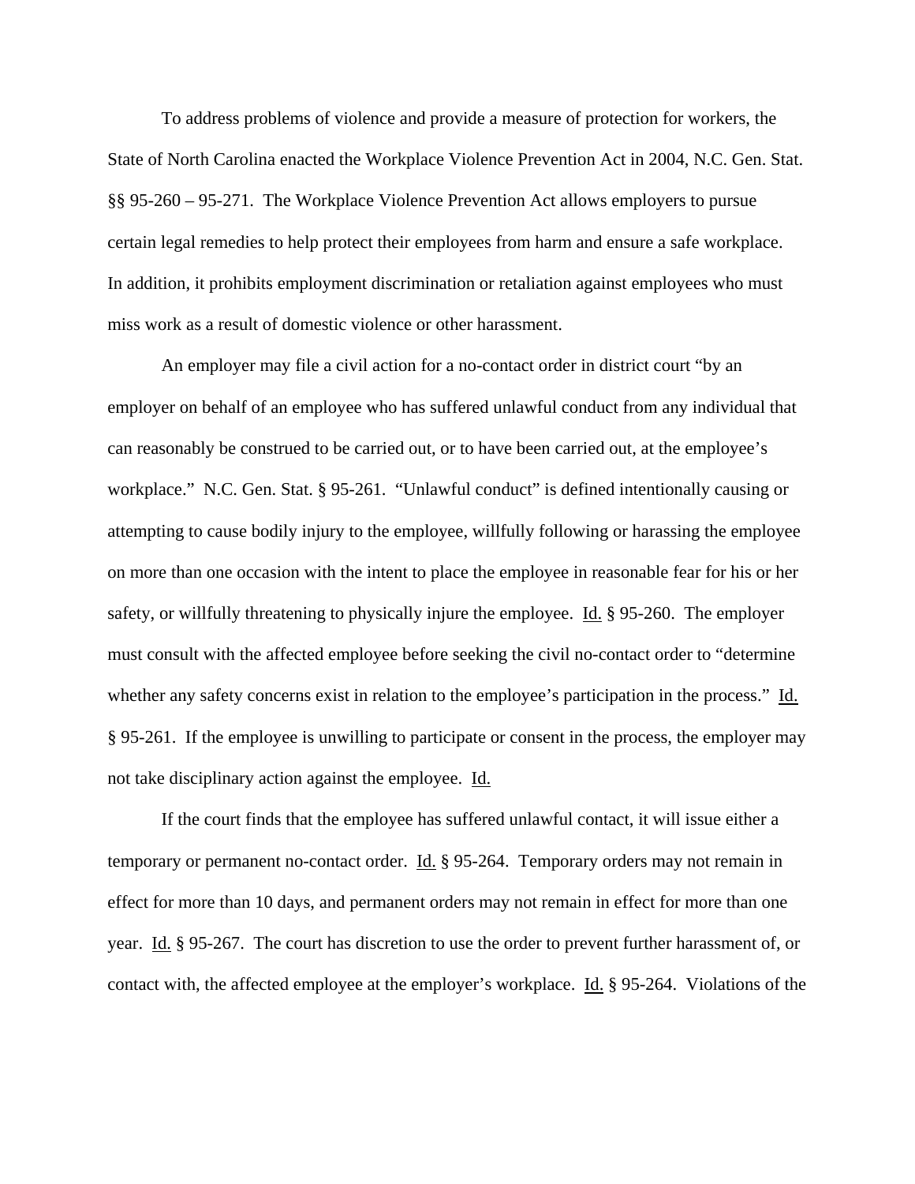To address problems of violence and provide a measure of protection for workers, the State of North Carolina enacted the Workplace Violence Prevention Act in 2004, N.C. Gen. Stat. §§ 95-260 – 95-271. The Workplace Violence Prevention Act allows employers to pursue certain legal remedies to help protect their employees from harm and ensure a safe workplace. In addition, it prohibits employment discrimination or retaliation against employees who must miss work as a result of domestic violence or other harassment.

An employer may file a civil action for a no-contact order in district court "by an employer on behalf of an employee who has suffered unlawful conduct from any individual that can reasonably be construed to be carried out, or to have been carried out, at the employee's workplace." N.C. Gen. Stat. § 95-261. "Unlawful conduct" is defined intentionally causing or attempting to cause bodily injury to the employee, willfully following or harassing the employee on more than one occasion with the intent to place the employee in reasonable fear for his or her safety, or willfully threatening to physically injure the employee. Id. § 95-260. The employer must consult with the affected employee before seeking the civil no-contact order to "determine whether any safety concerns exist in relation to the employee's participation in the process." Id. § 95-261. If the employee is unwilling to participate or consent in the process, the employer may not take disciplinary action against the employee. Id.

If the court finds that the employee has suffered unlawful contact, it will issue either a temporary or permanent no-contact order. Id. § 95-264. Temporary orders may not remain in effect for more than 10 days, and permanent orders may not remain in effect for more than one year. Id. § 95-267. The court has discretion to use the order to prevent further harassment of, or contact with, the affected employee at the employer's workplace. Id. § 95-264. Violations of the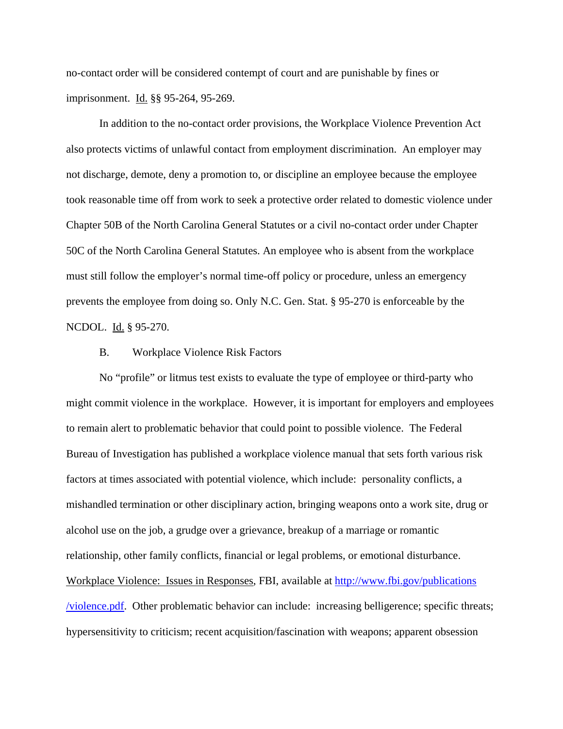no-contact order will be considered contempt of court and are punishable by fines or imprisonment. Id. §§ 95-264, 95-269.

In addition to the no-contact order provisions, the Workplace Violence Prevention Act also protects victims of unlawful contact from employment discrimination. An employer may not discharge, demote, deny a promotion to, or discipline an employee because the employee took reasonable time off from work to seek a protective order related to domestic violence under Chapter 50B of the North Carolina General Statutes or a civil no-contact order under Chapter 50C of the North Carolina General Statutes. An employee who is absent from the workplace must still follow the employer's normal time-off policy or procedure, unless an emergency prevents the employee from doing so. Only N.C. Gen. Stat. § 95-270 is enforceable by the NCDOL. Id. § 95-270.

B. Workplace Violence Risk Factors

No "profile" or litmus test exists to evaluate the type of employee or third-party who might commit violence in the workplace. However, it is important for employers and employees to remain alert to problematic behavior that could point to possible violence. The Federal Bureau of Investigation has published a workplace violence manual that sets forth various risk factors at times associated with potential violence, which include: personality conflicts, a mishandled termination or other disciplinary action, bringing weapons onto a work site, drug or alcohol use on the job, a grudge over a grievance, breakup of a marriage or romantic relationship, other family conflicts, financial or legal problems, or emotional disturbance. Workplace Violence: Issues in Responses, FBI, available at [http://www.fbi.gov/publications/violence.pdf](http://www.fbi.gov/publications/violence.pdf). Other problematic behavior can include: increasing belligerence; specific threats; hypersensitivity to criticism; recent acquisition/fascination with weapons; apparent obsession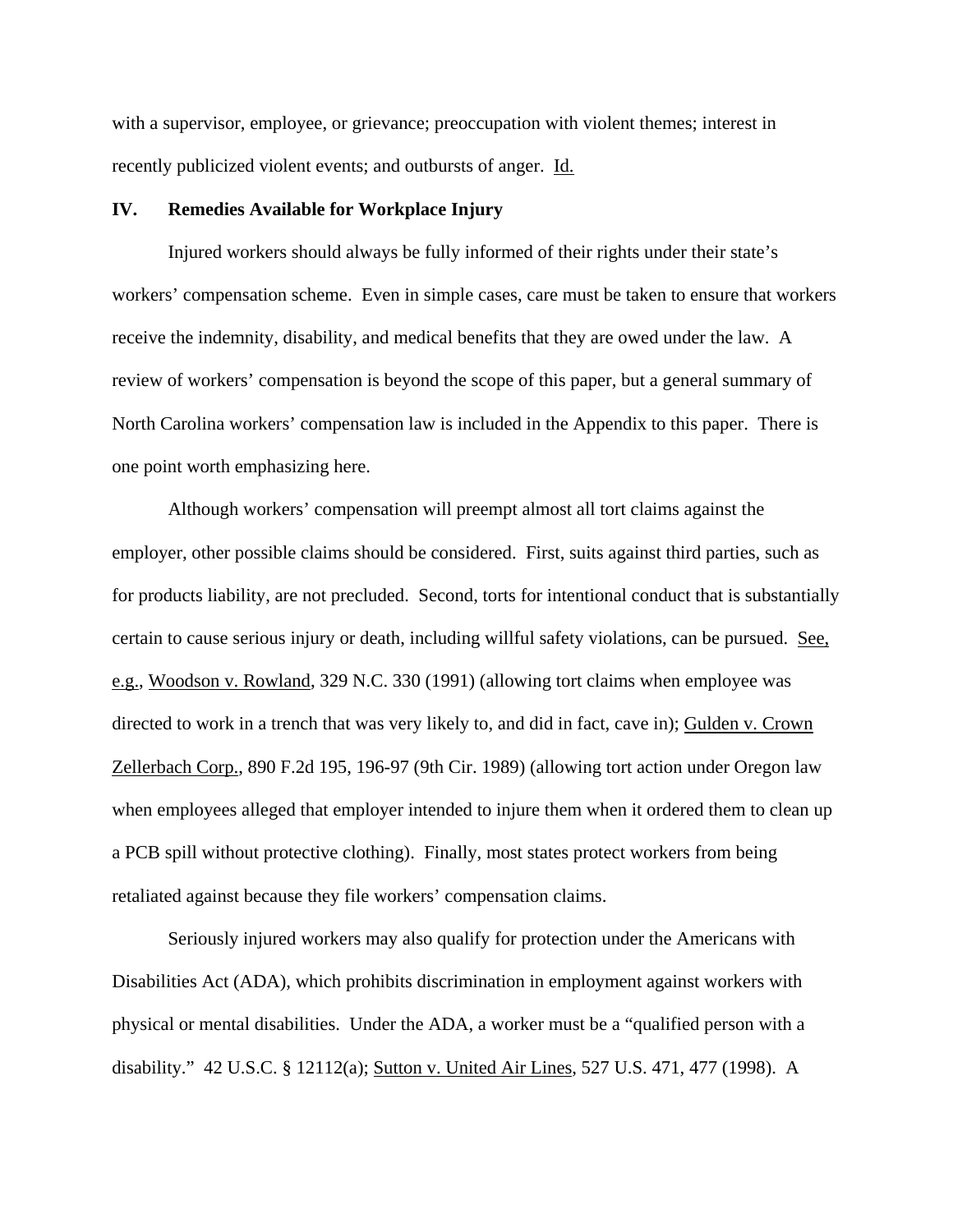with a supervisor, employee, or grievance; preoccupation with violent themes; interest in recently publicized violent events; and outbursts of anger. Id.

## IV. Remedies Available for Workplace Injury

Injured workers should always be fully informed of their rights under their state's workers' compensation scheme. Even in simple cases, care must be taken to ensure that workers receive the indemnity, disability, and medical benefits that they are owed under the law. A review of workers' compensation is beyond the scope of this paper, but a general summary of North Carolina workers' compensation law is included in the Appendix to this paper. There is one point worth emphasizing here.

Although workers' compensation will preempt almost all tort claims against the employer, other possible claims should be considered. First, suits against third parties, such as for products liability, are not precluded. Second, torts for intentional conduct that is substantially certain to cause serious injury or death, including willful safety violations, can be pursued. See, e.g., Woodson v. Rowland, 329 N.C. 330 (1991) (allowing tort claims when employee was directed to work in a trench that was very likely to, and did in fact, cave in); Gulden v. Crown Zellerbach Corp., 890 F.2d 195, 196-97 (9th Cir. 1989) (allowing tort action under Oregon law when employees alleged that employer intended to injure them when it ordered them to clean up a PCB spill without protective clothing). Finally, most states protect workers from being retaliated against because they file workers' compensation claims.

Seriously injured workers may also qualify for protection under the Americans with Disabilities Act (ADA), which prohibits discrimination in employment against workers with physical or mental disabilities. Under the ADA, a worker must be a "qualified person with a disability." 42 U.S.C. § 12112(a); Sutton v. United Air Lines, 527 U.S. 471, 477 (1998). A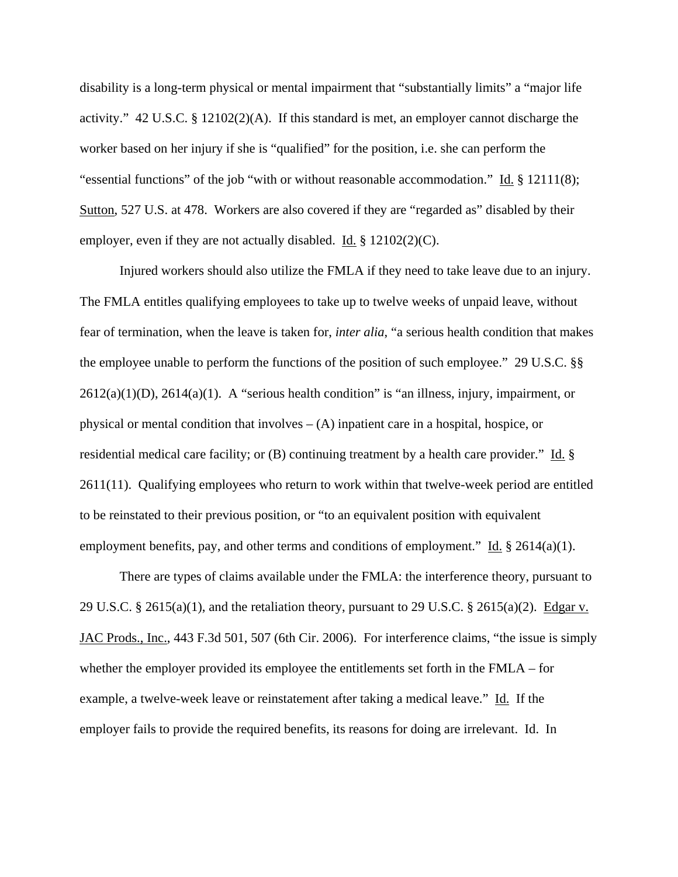disability is a long-term physical or mental impairment that "substantially limits" a "major life activity." 42 U.S.C. § 12102(2)(A). If this standard is met, an employer cannot discharge the worker based on her injury if she is "qualified" for the position, i.e. she can perform the "essential functions" of the job "with or without reasonable accommodation." Id. § 12111(8); Sutton, 527 U.S. at 478. Workers are also covered if they are "regarded as" disabled by their employer, even if they are not actually disabled. Id. § 12102(2)(C).

Injured workers should also utilize the FMLA if they need to take leave due to an injury. The FMLA entitles qualifying employees to take up to twelve weeks of unpaid leave, without fear of termination, when the leave is taken for, *inter alia*, "a serious health condition that makes the employee unable to perform the functions of the position of such employee." 29 U.S.C. §§ 2612(a)(1)(D), 2614(a)(1). A "serious health condition" is "an illness, injury, impairment, or physical or mental condition that involves – (A) inpatient care in a hospital, hospice, or residential medical care facility; or (B) continuing treatment by a health care provider." Id. § 2611(11). Qualifying employees who return to work within that twelve-week period are entitled to be reinstated to their previous position, or "to an equivalent position with equivalent employment benefits, pay, and other terms and conditions of employment." Id. § 2614(a)(1).

There are types of claims available under the FMLA: the interference theory, pursuant to 29 U.S.C. § 2615(a)(1), and the retaliation theory, pursuant to 29 U.S.C. § 2615(a)(2). Edgar v. JAC Prods., Inc., 443 F.3d 501, 507 (6th Cir. 2006). For interference claims, "the issue is simply whether the employer provided its employee the entitlements set forth in the FMLA – for example, a twelve-week leave or reinstatement after taking a medical leave." Id. If the employer fails to provide the required benefits, its reasons for doing are irrelevant. Id. In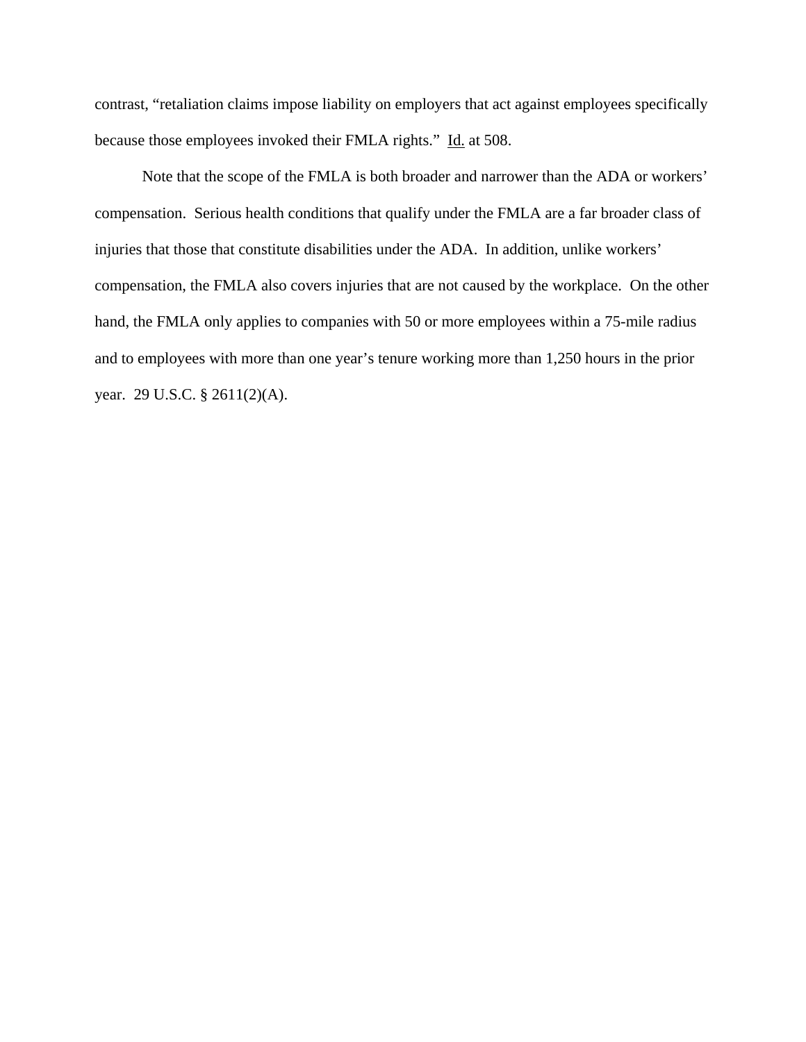contrast, "retaliation claims impose liability on employers that act against employees specifically because those employees invoked their FMLA rights." Id. at 508.

Note that the scope of the FMLA is both broader and narrower than the ADA or workers' compensation. Serious health conditions that qualify under the FMLA are a far broader class of injuries that those that constitute disabilities under the ADA. In addition, unlike workers' compensation, the FMLA also covers injuries that are not caused by the workplace. On the other hand, the FMLA only applies to companies with 50 or more employees within a 75-mile radius and to employees with more than one year's tenure working more than 1,250 hours in the prior year. 29 U.S.C. § 2611(2)(A).